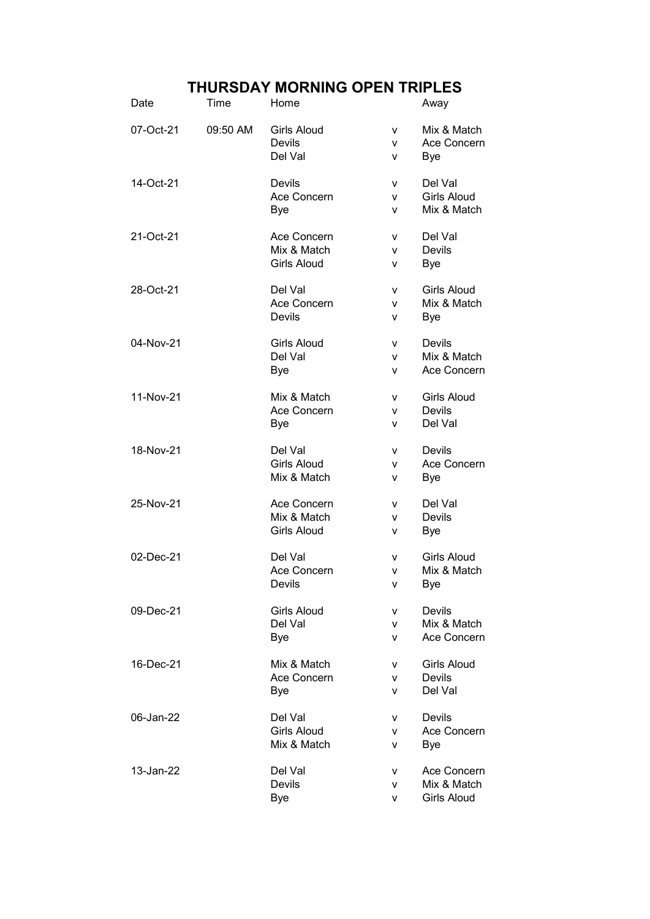# THURSDAY MORNING OPEN TRIPLES

| Date | Time | Home | | Away |
|---|---|---|---|---|
| 07-Oct-21 | 09:50 AM | Girls Aloud | v | Mix & Match |
| | | Devils | v | Ace Concern |
| | | Del Val | v | Bye |
| 14-Oct-21 | | Devils | v | Del Val |
| | | Ace Concern | v | Girls Aloud |
| | | Bye | v | Mix & Match |
| 21-Oct-21 | | Ace Concern | v | Del Val |
| | | Mix & Match | v | Devils |
| | | Girls Aloud | v | Bye |
| 28-Oct-21 | | Del Val | v | Girls Aloud |
| | | Ace Concern | v | Mix & Match |
| | | Devils | v | Bye |
| 04-Nov-21 | | Girls Aloud | v | Devils |
| | | Del Val | v | Mix & Match |
| | | Bye | v | Ace Concern |
| 11-Nov-21 | | Mix & Match | v | Girls Aloud |
| | | Ace Concern | v | Devils |
| | | Bye | v | Del Val |
| 18-Nov-21 | | Del Val | v | Devils |
| | | Girls Aloud | v | Ace Concern |
| | | Mix & Match | v | Bye |
| 25-Nov-21 | | Ace Concern | v | Del Val |
| | | Mix & Match | v | Devils |
| | | Girls Aloud | v | Bye |
| 02-Dec-21 | | Del Val | v | Girls Aloud |
| | | Ace Concern | v | Mix & Match |
| | | Devils | v | Bye |
| 09-Dec-21 | | Girls Aloud | v | Devils |
| | | Del Val | v | Mix & Match |
| | | Bye | v | Ace Concern |
| 16-Dec-21 | | Mix & Match | v | Girls Aloud |
| | | Ace Concern | v | Devils |
| | | Bye | v | Del Val |
| 06-Jan-22 | | Del Val | v | Devils |
| | | Girls Aloud | v | Ace Concern |
| | | Mix & Match | v | Bye |
| 13-Jan-22 | | Del Val | v | Ace Concern |
| | | Devils | v | Mix & Match |
| | | Bye | v | Girls Aloud |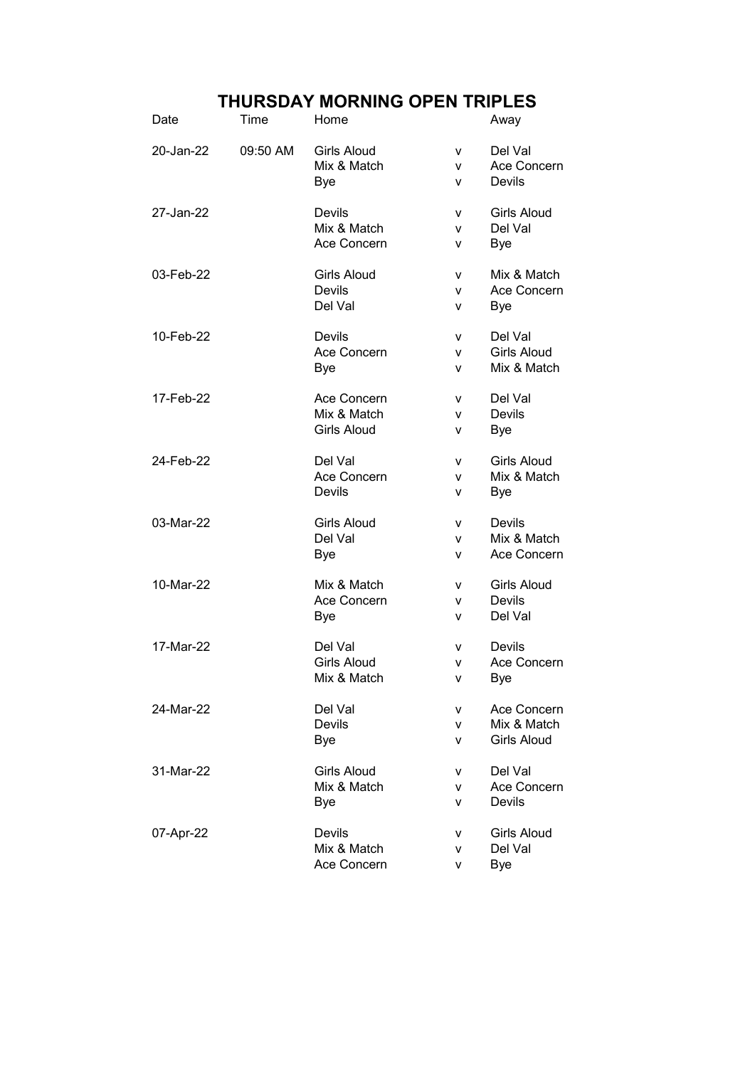# THURSDAY MORNING OPEN TRIPLES

| Date | Time | Home | | Away |
|---|---|---|---|---|
| 20-Jan-22 | 09:50 AM | Girls Aloud | v | Del Val |
| | | Mix & Match | v | Ace Concern |
| | | Bye | v | Devils |
| 27-Jan-22 | | Devils | v | Girls Aloud |
| | | Mix & Match | v | Del Val |
| | | Ace Concern | v | Bye |
| 03-Feb-22 | | Girls Aloud | v | Mix & Match |
| | | Devils | v | Ace Concern |
| | | Del Val | v | Bye |
| 10-Feb-22 | | Devils | v | Del Val |
| | | Ace Concern | v | Girls Aloud |
| | | Bye | v | Mix & Match |
| 17-Feb-22 | | Ace Concern | v | Del Val |
| | | Mix & Match | v | Devils |
| | | Girls Aloud | v | Bye |
| 24-Feb-22 | | Del Val | v | Girls Aloud |
| | | Ace Concern | v | Mix & Match |
| | | Devils | v | Bye |
| 03-Mar-22 | | Girls Aloud | v | Devils |
| | | Del Val | v | Mix & Match |
| | | Bye | v | Ace Concern |
| 10-Mar-22 | | Mix & Match | v | Girls Aloud |
| | | Ace Concern | v | Devils |
| | | Bye | v | Del Val |
| 17-Mar-22 | | Del Val | v | Devils |
| | | Girls Aloud | v | Ace Concern |
| | | Mix & Match | v | Bye |
| 24-Mar-22 | | Del Val | v | Ace Concern |
| | | Devils | v | Mix & Match |
| | | Bye | v | Girls Aloud |
| 31-Mar-22 | | Girls Aloud | v | Del Val |
| | | Mix & Match | v | Ace Concern |
| | | Bye | v | Devils |
| 07-Apr-22 | | Devils | v | Girls Aloud |
| | | Mix & Match | v | Del Val |
| | | Ace Concern | v | Bye |